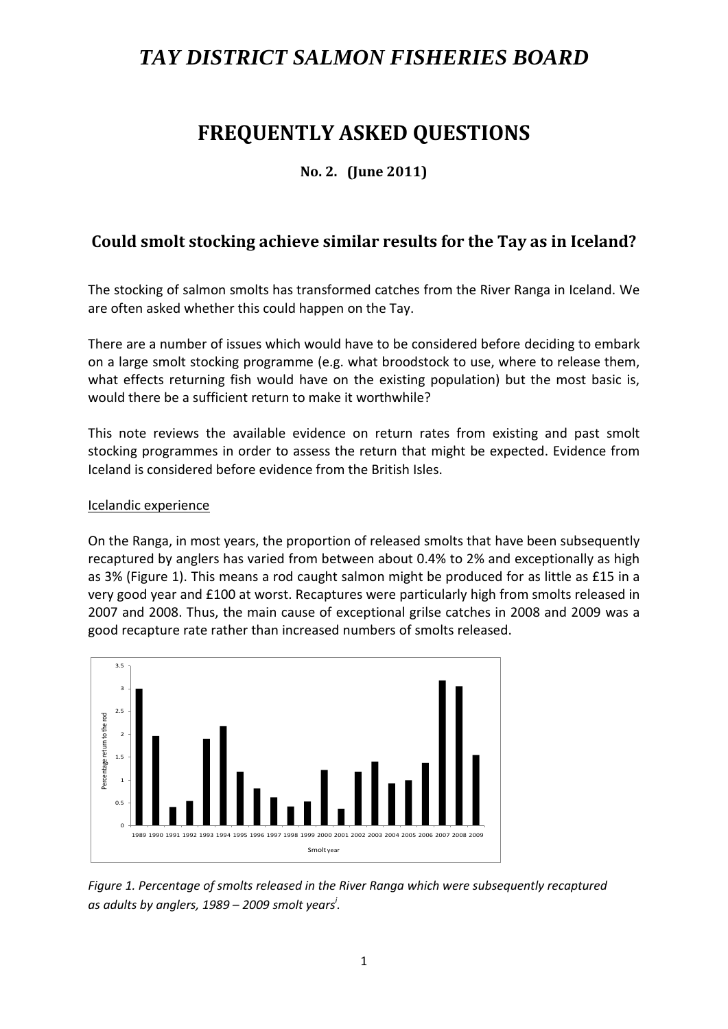# *TAY DISTRICT SALMON FISHERIES BOARD*

# FREQUENTLY ASKED QUESTIONS

**No. 2. (June 2011)**

## Could smolt stocking achieve similar results for the Tay as in Iceland?

The stocking of salmon smolts has transformed catches from the River Ranga in Iceland. We are often asked whether this could happen on the Tay.

There are a number of issues which would have to be considered before deciding to embark on a large smolt stocking programme (e.g. what broodstock to use, where to release them, what effects returning fish would have on the existing population) but the most basic is, would there be a sufficient return to make it worthwhile?

This note reviews the available evidence on return rates from existing and past smolt stocking programmes in order to assess the return that might be expected. Evidence from Iceland is considered before evidence from the British Isles.

Icelandic experience

On the Ranga, in most years, the proportion of released smolts that have been subsequently recaptured by anglers has varied from between about 0.4% to 2% and exceptionally as high as 3% (Figure 1). This means a rod caught salmon might be produced for as little as £15 in a very good year and £100 at worst. Recaptures were particularly high from smolts released in 2007 and 2008. Thus, the main cause of exceptional grilse catches in 2008 and 2009 was a good recapture rate rather than increased numbers of smolts released.

*Figure 1. Percentage of smolts released in the River Ranga which were subsequently recaptured as adults by anglers, 1989 – 2009 smolt years[i].*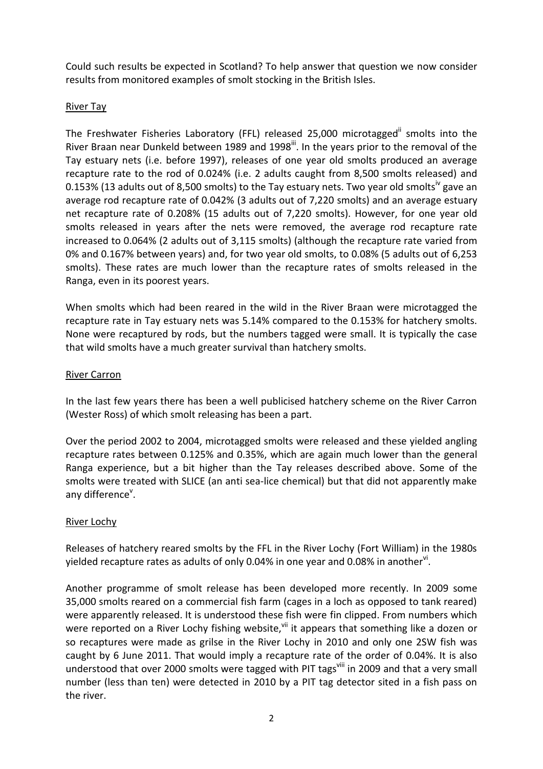Could such results be expected in Scotland? To help answer that question we now consider results from monitored examples of smolt stocking in the British Isles.

River Tay

The Freshwater Fisheries Laboratory (FFL) released 25,000 microtagged[ii] smolts into the River Braan near Dunkeld between 1989 and 1998[iii]. In the years prior to the removal of the Tay estuary nets (i.e. before 1997), releases of one year old smolts produced an average recapture rate to the rod of 0.024% (i.e. 2 adults caught from 8,500 smolts released) and 0.153% (13 adults out of 8,500 smolts) to the Tay estuary nets. Two year old smolts[iv] gave an average rod recapture rate of 0.042% (3 adults out of 7,220 smolts) and an average estuary net recapture rate of 0.208% (15 adults out of 7,220 smolts). However, for one year old smolts released in years after the nets were removed, the average rod recapture rate increased to 0.064% (2 adults out of 3,115 smolts) (although the recapture rate varied from 0% and 0.167% between years) and, for two year old smolts, to 0.08% (5 adults out of 6,253 smolts). These rates are much lower than the recapture rates of smolts released in the Ranga, even in its poorest years.

When smolts which had been reared in the wild in the River Braan were microtagged the recapture rate in Tay estuary nets was 5.14% compared to the 0.153% for hatchery smolts. None were recaptured by rods, but the numbers tagged were small. It is typically the case that wild smolts have a much greater survival than hatchery smolts.

River Carron

In the last few years there has been a well publicised hatchery scheme on the River Carron (Wester Ross) of which smolt releasing has been a part.

Over the period 2002 to 2004, microtagged smolts were released and these yielded angling recapture rates between 0.125% and 0.35%, which are again much lower than the general Ranga experience, but a bit higher than the Tay releases described above. Some of the smolts were treated with SLICE (an anti sea-lice chemical) but that did not apparently make any difference[v].

River Lochy

Releases of hatchery reared smolts by the FFL in the River Lochy (Fort William) in the 1980s yielded recapture rates as adults of only 0.04% in one year and 0.08% in another[vi].

Another programme of smolt release has been developed more recently. In 2009 some 35,000 smolts reared on a commercial fish farm (cages in a loch as opposed to tank reared) were apparently released. It is understood these fish were fin clipped. From numbers which were reported on a River Lochy fishing website,[vii] it appears that something like a dozen or so recaptures were made as grilse in the River Lochy in 2010 and only one 2SW fish was caught by 6 June 2011. That would imply a recapture rate of the order of 0.04%. It is also understood that over 2000 smolts were tagged with PIT tags[viii] in 2009 and that a very small number (less than ten) were detected in 2010 by a PIT tag detector sited in a fish pass on the river.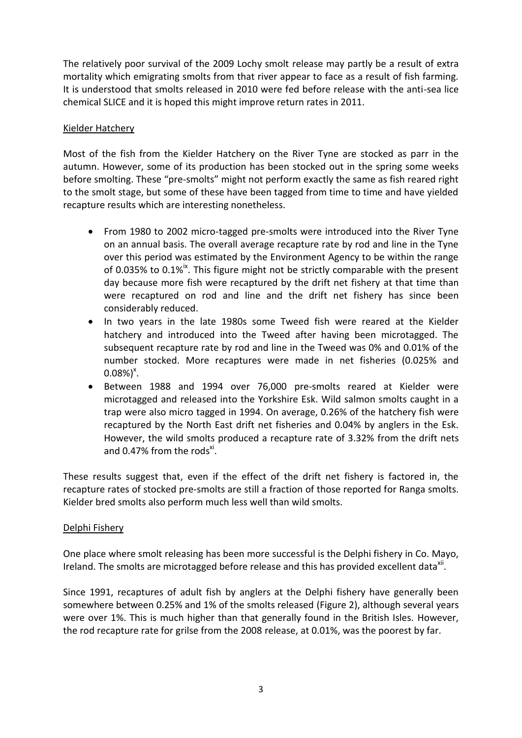The relatively poor survival of the 2009 Lochy smolt release may partly be a result of extra mortality which emigrating smolts from that river appear to face as a result of fish farming. It is understood that smolts released in 2010 were fed before release with the anti-sea lice chemical SLICE and it is hoped this might improve return rates in 2011.

## Kielder Hatchery

Most of the fish from the Kielder Hatchery on the River Tyne are stocked as parr in the autumn. However, some of its production has been stocked out in the spring some weeks before smolting. These "pre-smolts" might not perform exactly the same as fish reared right to the smolt stage, but some of these have been tagged from time to time and have yielded recapture results which are interesting nonetheless.

- From 1980 to 2002 micro-tagged pre-smolts were introduced into the River Tyne on an annual basis. The overall average recapture rate by rod and line in the Tyne over this period was estimated by the Environment Agency to be within the range of 0.035% to 0.1%[ix]. This figure might not be strictly comparable with the present day because more fish were recaptured by the drift net fishery at that time than were recaptured on rod and line and the drift net fishery has since been considerably reduced.
- In two years in the late 1980s some Tweed fish were reared at the Kielder hatchery and introduced into the Tweed after having been microtagged. The subsequent recapture rate by rod and line in the Tweed was 0% and 0.01% of the number stocked. More recaptures were made in net fisheries (0.025% and 0.08%)[x].
- Between 1988 and 1994 over 76,000 pre-smolts reared at Kielder were microtagged and released into the Yorkshire Esk. Wild salmon smolts caught in a trap were also micro tagged in 1994. On average, 0.26% of the hatchery fish were recaptured by the North East drift net fisheries and 0.04% by anglers in the Esk. However, the wild smolts produced a recapture rate of 3.32% from the drift nets and 0.47% from the rods[xi].

These results suggest that, even if the effect of the drift net fishery is factored in, the recapture rates of stocked pre-smolts are still a fraction of those reported for Ranga smolts. Kielder bred smolts also perform much less well than wild smolts.

## Delphi Fishery

One place where smolt releasing has been more successful is the Delphi fishery in Co. Mayo, Ireland. The smolts are microtagged before release and this has provided excellent data[xii].

Since 1991, recaptures of adult fish by anglers at the Delphi fishery have generally been somewhere between 0.25% and 1% of the smolts released (Figure 2), although several years were over 1%. This is much higher than that generally found in the British Isles. However, the rod recapture rate for grilse from the 2008 release, at 0.01%, was the poorest by far.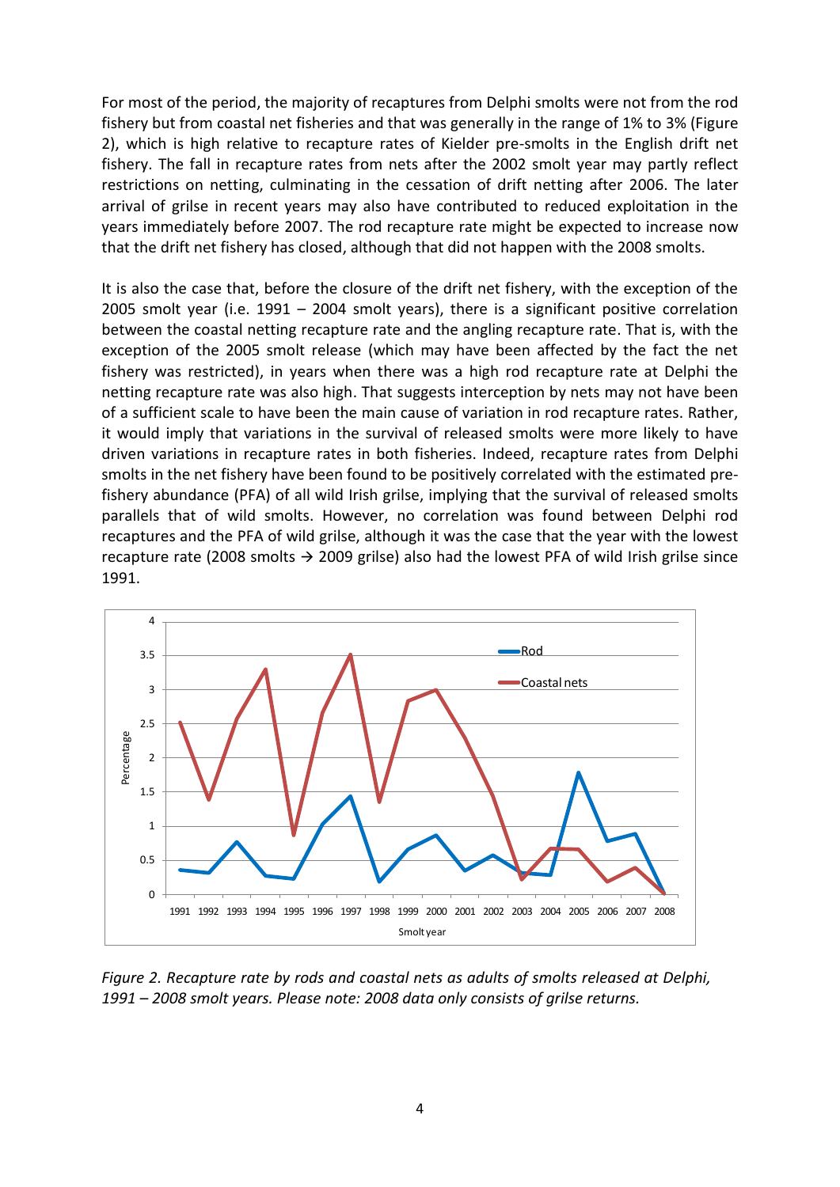For most of the period, the majority of recaptures from Delphi smolts were not from the rod fishery but from coastal net fisheries and that was generally in the range of 1% to 3% (Figure 2), which is high relative to recapture rates of Kielder pre-smolts in the English drift net fishery. The fall in recapture rates from nets after the 2002 smolt year may partly reflect restrictions on netting, culminating in the cessation of drift netting after 2006. The later arrival of grilse in recent years may also have contributed to reduced exploitation in the years immediately before 2007. The rod recapture rate might be expected to increase now that the drift net fishery has closed, although that did not happen with the 2008 smolts.

It is also the case that, before the closure of the drift net fishery, with the exception of the 2005 smolt year (i.e. 1991 – 2004 smolt years), there is a significant positive correlation between the coastal netting recapture rate and the angling recapture rate. That is, with the exception of the 2005 smolt release (which may have been affected by the fact the net fishery was restricted), in years when there was a high rod recapture rate at Delphi the netting recapture rate was also high. That suggests interception by nets may not have been of a sufficient scale to have been the main cause of variation in rod recapture rates. Rather, it would imply that variations in the survival of released smolts were more likely to have driven variations in recapture rates in both fisheries. Indeed, recapture rates from Delphi smolts in the net fishery have been found to be positively correlated with the estimated pre-fishery abundance (PFA) of all wild Irish grilse, implying that the survival of released smolts parallels that of wild smolts. However, no correlation was found between Delphi rod recaptures and the PFA of wild grilse, although it was the case that the year with the lowest recapture rate (2008 smolts → 2009 grilse) also had the lowest PFA of wild Irish grilse since 1991.

*Figure 2. Recapture rate by rods and coastal nets as adults of smolts released at Delphi, 1991 – 2008 smolt years. Please note: 2008 data only consists of grilse returns.*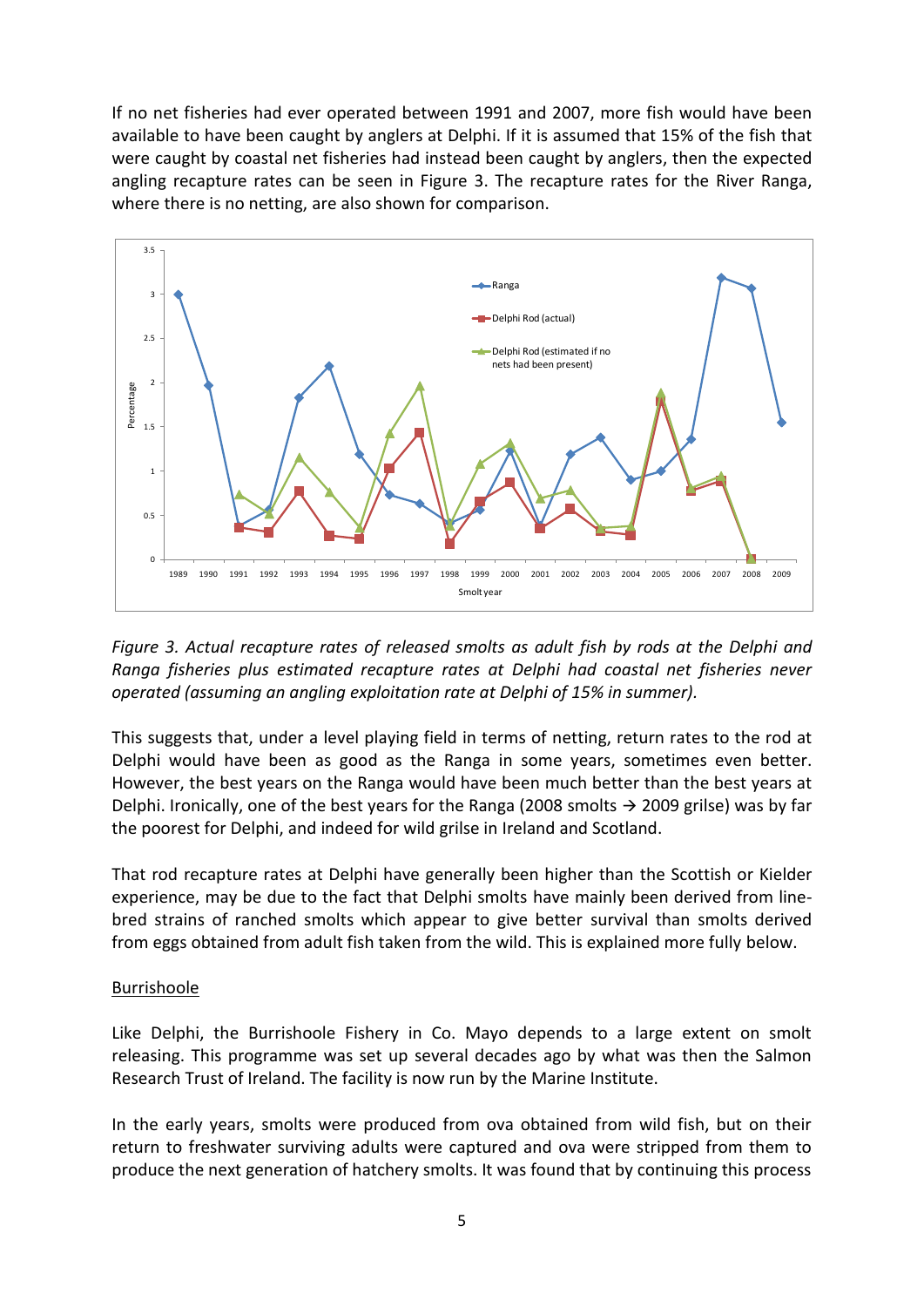If no net fisheries had ever operated between 1991 and 2007, more fish would have been available to have been caught by anglers at Delphi. If it is assumed that 15% of the fish that were caught by coastal net fisheries had instead been caught by anglers, then the expected angling recapture rates can be seen in Figure 3. The recapture rates for the River Ranga, where there is no netting, are also shown for comparison.

*Figure 3. Actual recapture rates of released smolts as adult fish by rods at the Delphi and Ranga fisheries plus estimated recapture rates at Delphi had coastal net fisheries never operated (assuming an angling exploitation rate at Delphi of 15% in summer).*

This suggests that, under a level playing field in terms of netting, return rates to the rod at Delphi would have been as good as the Ranga in some years, sometimes even better. However, the best years on the Ranga would have been much better than the best years at Delphi. Ironically, one of the best years for the Ranga (2008 smolts → 2009 grilse) was by far the poorest for Delphi, and indeed for wild grilse in Ireland and Scotland.

That rod recapture rates at Delphi have generally been higher than the Scottish or Kielder experience, may be due to the fact that Delphi smolts have mainly been derived from line-bred strains of ranched smolts which appear to give better survival than smolts derived from eggs obtained from adult fish taken from the wild. This is explained more fully below.

<u>Burrishoole</u>

Like Delphi, the Burrishoole Fishery in Co. Mayo depends to a large extent on smolt releasing. This programme was set up several decades ago by what was then the Salmon Research Trust of Ireland. The facility is now run by the Marine Institute.

In the early years, smolts were produced from ova obtained from wild fish, but on their return to freshwater surviving adults were captured and ova were stripped from them to produce the next generation of hatchery smolts. It was found that by continuing this process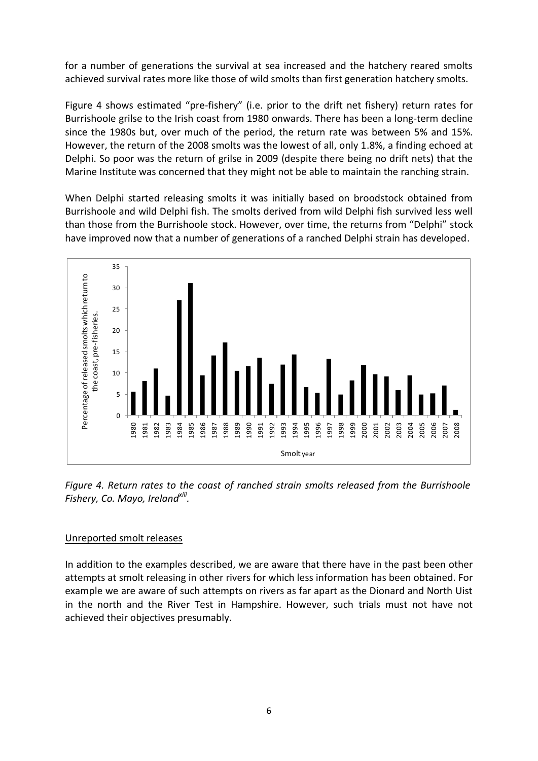for a number of generations the survival at sea increased and the hatchery reared smolts achieved survival rates more like those of wild smolts than first generation hatchery smolts.

Figure 4 shows estimated "pre-fishery" (i.e. prior to the drift net fishery) return rates for Burrishoole grilse to the Irish coast from 1980 onwards. There has been a long-term decline since the 1980s but, over much of the period, the return rate was between 5% and 15%. However, the return of the 2008 smolts was the lowest of all, only 1.8%, a finding echoed at Delphi. So poor was the return of grilse in 2009 (despite there being no drift nets) that the Marine Institute was concerned that they might not be able to maintain the ranching strain.

When Delphi started releasing smolts it was initially based on broodstock obtained from Burrishoole and wild Delphi fish. The smolts derived from wild Delphi fish survived less well than those from the Burrishoole stock. However, over time, the returns from "Delphi" stock have improved now that a number of generations of a ranched Delphi strain has developed.

*Figure 4. Return rates to the coast of ranched strain smolts released from the Burrishoole Fishery, Co. Mayo, Ireland[xiii].*

<u>Unreported smolt releases</u>

In addition to the examples described, we are aware that there have in the past been other attempts at smolt releasing in other rivers for which less information has been obtained. For example we are aware of such attempts on rivers as far apart as the Dionard and North Uist in the north and the River Test in Hampshire. However, such trials must not have not achieved their objectives presumably.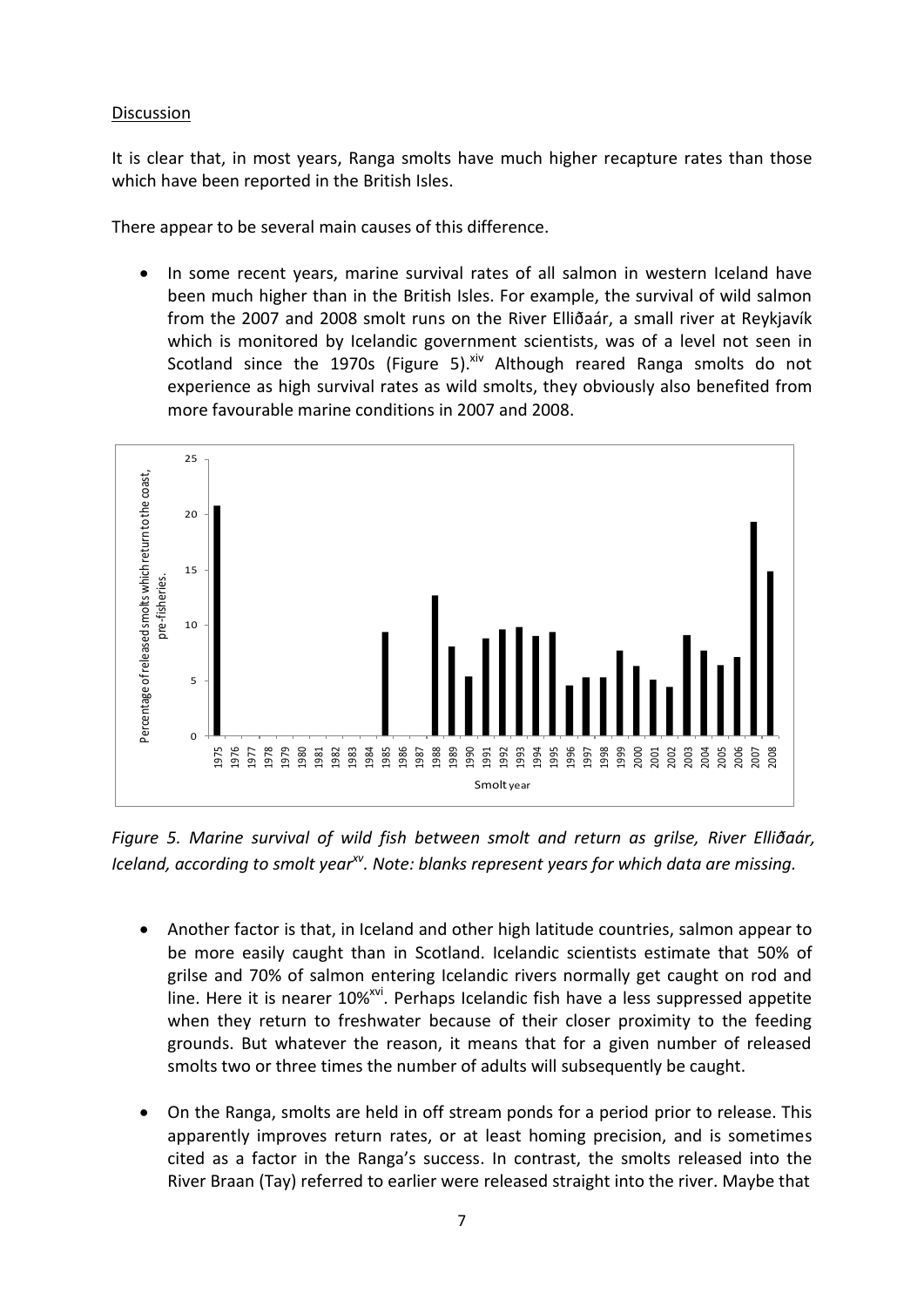Discussion

It is clear that, in most years, Ranga smolts have much higher recapture rates than those which have been reported in the British Isles.

There appear to be several main causes of this difference.

- In some recent years, marine survival rates of all salmon in western Iceland have been much higher than in the British Isles. For example, the survival of wild salmon from the 2007 and 2008 smolt runs on the River Elliðaár, a small river at Reykjavík which is monitored by Icelandic government scientists, was of a level not seen in Scotland since the 1970s (Figure 5).[xiv] Although reared Ranga smolts do not experience as high survival rates as wild smolts, they obviously also benefited from more favourable marine conditions in 2007 and 2008.

*Figure 5. Marine survival of wild fish between smolt and return as grilse, River Elliðaár, Iceland, according to smolt year[xv]. Note: blanks represent years for which data are missing.*

- Another factor is that, in Iceland and other high latitude countries, salmon appear to be more easily caught than in Scotland. Icelandic scientists estimate that 50% of grilse and 70% of salmon entering Icelandic rivers normally get caught on rod and line. Here it is nearer 10%[xvi]. Perhaps Icelandic fish have a less suppressed appetite when they return to freshwater because of their closer proximity to the feeding grounds. But whatever the reason, it means that for a given number of released smolts two or three times the number of adults will subsequently be caught.

- On the Ranga, smolts are held in off stream ponds for a period prior to release. This apparently improves return rates, or at least homing precision, and is sometimes cited as a factor in the Ranga's success. In contrast, the smolts released into the River Braan (Tay) referred to earlier were released straight into the river. Maybe that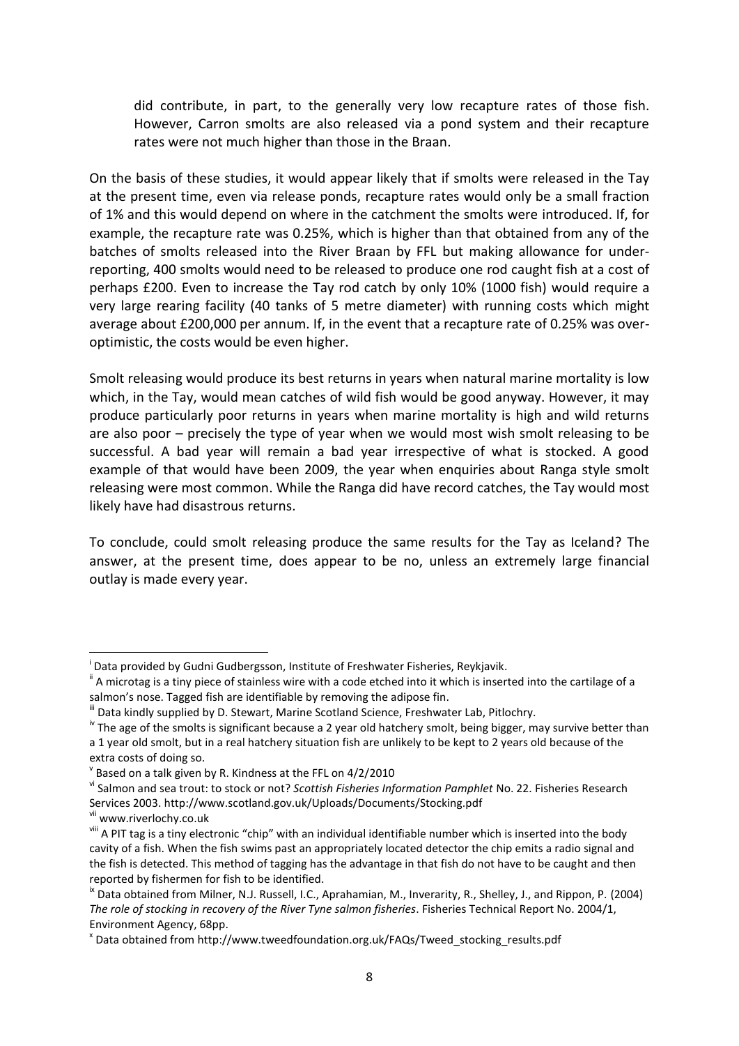did contribute, in part, to the generally very low recapture rates of those fish. However, Carron smolts are also released via a pond system and their recapture rates were not much higher than those in the Braan.

On the basis of these studies, it would appear likely that if smolts were released in the Tay at the present time, even via release ponds, recapture rates would only be a small fraction of 1% and this would depend on where in the catchment the smolts were introduced. If, for example, the recapture rate was 0.25%, which is higher than that obtained from any of the batches of smolts released into the River Braan by FFL but making allowance for under-reporting, 400 smolts would need to be released to produce one rod caught fish at a cost of perhaps £200. Even to increase the Tay rod catch by only 10% (1000 fish) would require a very large rearing facility (40 tanks of 5 metre diameter) with running costs which might average about £200,000 per annum. If, in the event that a recapture rate of 0.25% was over-optimistic, the costs would be even higher.

Smolt releasing would produce its best returns in years when natural marine mortality is low which, in the Tay, would mean catches of wild fish would be good anyway. However, it may produce particularly poor returns in years when marine mortality is high and wild returns are also poor – precisely the type of year when we would most wish smolt releasing to be successful. A bad year will remain a bad year irrespective of what is stocked. A good example of that would have been 2009, the year when enquiries about Ranga style smolt releasing were most common. While the Ranga did have record catches, the Tay would most likely have had disastrous returns.

To conclude, could smolt releasing produce the same results for the Tay as Iceland? The answer, at the present time, does appear to be no, unless an extremely large financial outlay is made every year.

---

[i] Data provided by Gudni Gudbergsson, Institute of Freshwater Fisheries, Reykjavik.

[ii] A microtag is a tiny piece of stainless wire with a code etched into it which is inserted into the cartilage of a salmon's nose. Tagged fish are identifiable by removing the adipose fin.

[iii] Data kindly supplied by D. Stewart, Marine Scotland Science, Freshwater Lab, Pitlochry.

[iv] The age of the smolts is significant because a 2 year old hatchery smolt, being bigger, may survive better than a 1 year old smolt, but in a real hatchery situation fish are unlikely to be kept to 2 years old because of the extra costs of doing so.

[v] Based on a talk given by R. Kindness at the FFL on 4/2/2010

[vi] Salmon and sea trout: to stock or not? *Scottish Fisheries Information Pamphlet* No. 22. Fisheries Research Services 2003. http://www.scotland.gov.uk/Uploads/Documents/Stocking.pdf

[vii] www.riverlochy.co.uk

[viii] A PIT tag is a tiny electronic "chip" with an individual identifiable number which is inserted into the body cavity of a fish. When the fish swims past an appropriately located detector the chip emits a radio signal and the fish is detected. This method of tagging has the advantage in that fish do not have to be caught and then reported by fishermen for fish to be identified.

[ix] Data obtained from Milner, N.J. Russell, I.C., Aprahamian, M., Inverarity, R., Shelley, J., and Rippon, P. (2004) *The role of stocking in recovery of the River Tyne salmon fisheries*. Fisheries Technical Report No. 2004/1, Environment Agency, 68pp.

[x] Data obtained from http://www.tweedfoundation.org.uk/FAQs/Tweed_stocking_results.pdf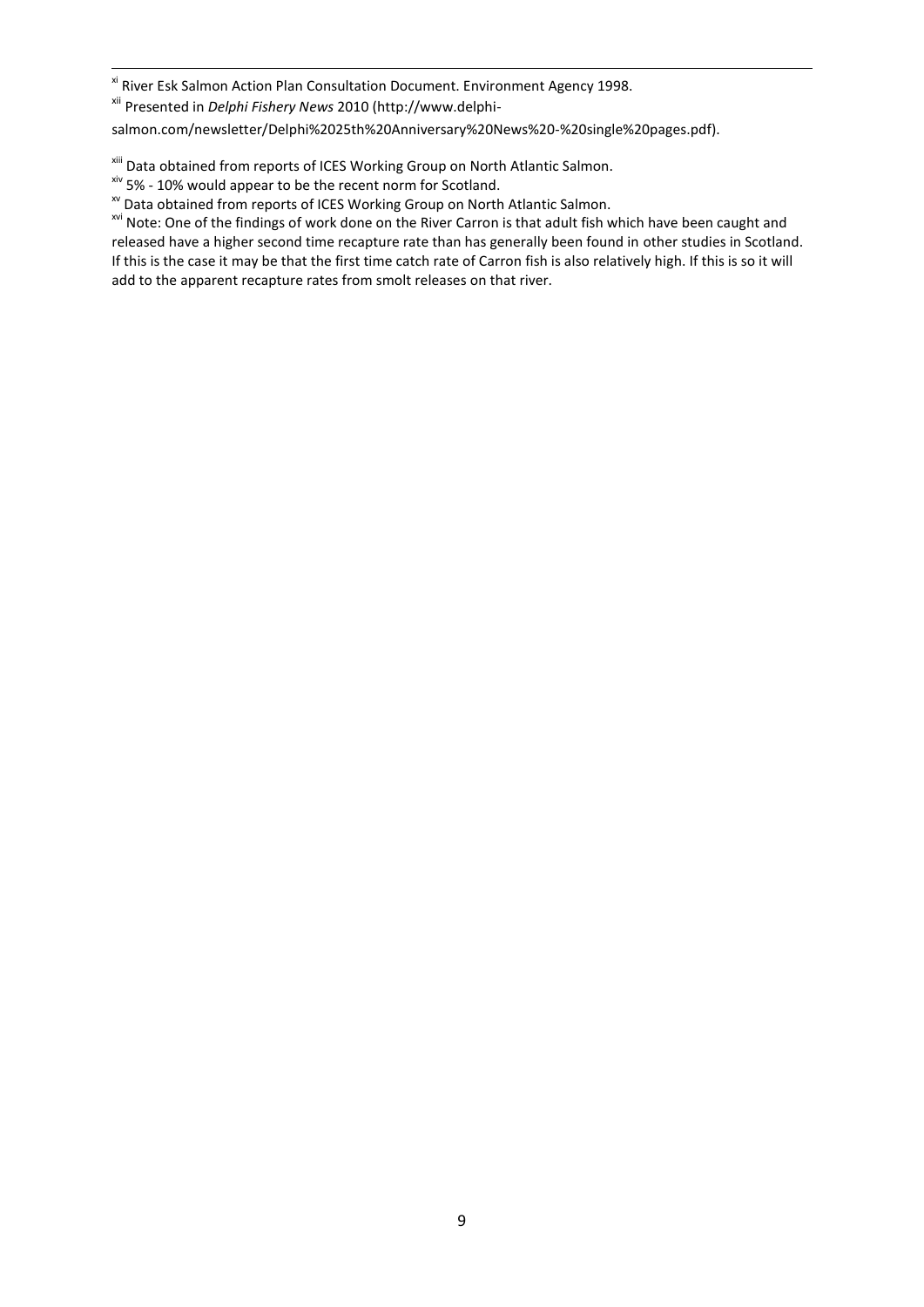[xi] River Esk Salmon Action Plan Consultation Document. Environment Agency 1998.

[xii] Presented in *Delphi Fishery News* 2010 (http://www.delphi-salmon.com/newsletter/Delphi%2025th%20Anniversary%20News%20-%20single%20pages.pdf).

[xiii] Data obtained from reports of ICES Working Group on North Atlantic Salmon.

[xiv] 5% - 10% would appear to be the recent norm for Scotland.

[xv] Data obtained from reports of ICES Working Group on North Atlantic Salmon.

[xvi] Note: One of the findings of work done on the River Carron is that adult fish which have been caught and released have a higher second time recapture rate than has generally been found in other studies in Scotland. If this is the case it may be that the first time catch rate of Carron fish is also relatively high. If this is so it will add to the apparent recapture rates from smolt releases on that river.